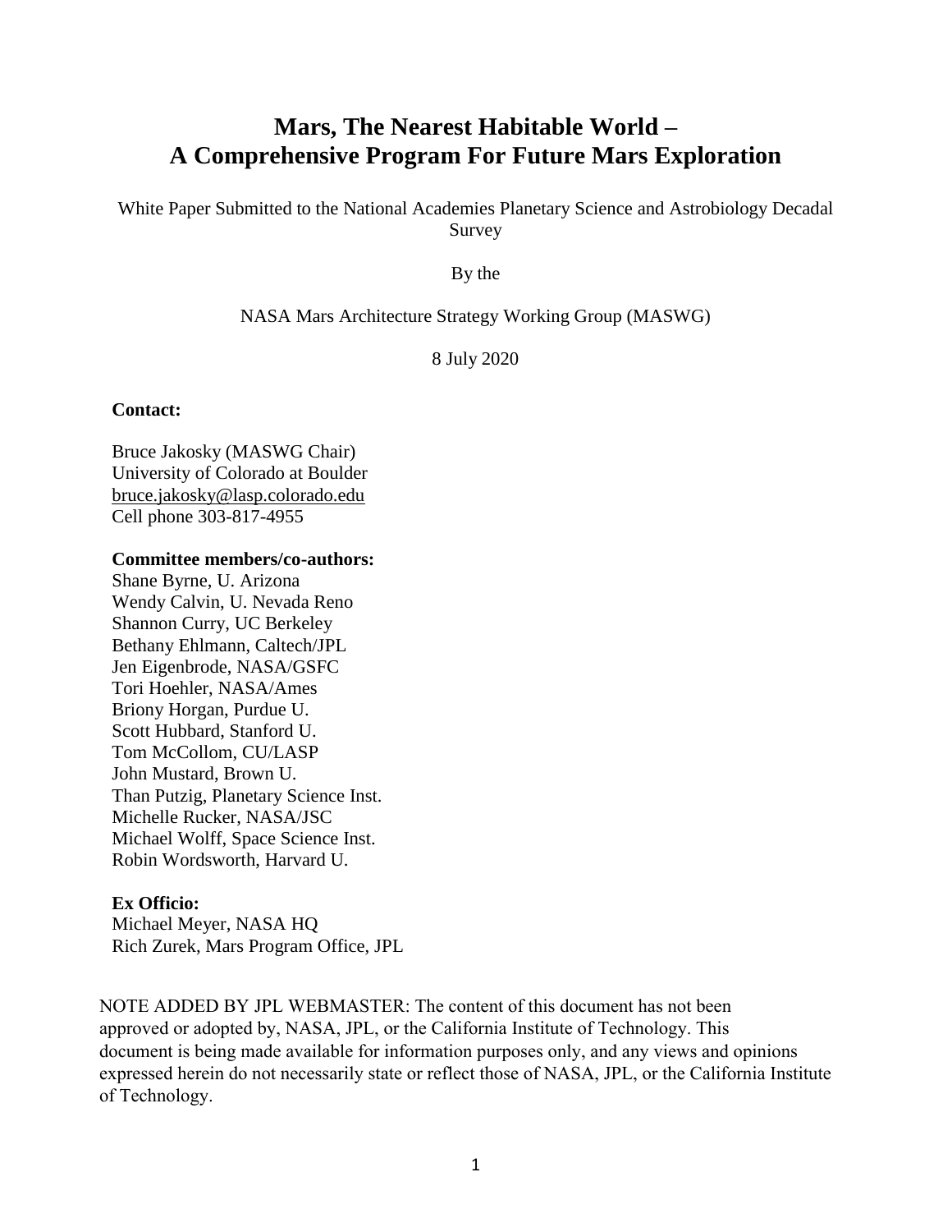# Mars, The Nearest Habitable World – A Comprehensive Program For Future Mars Exploration

White Paper Submitted to the National Academies Planetary Science and Astrobiology Decadal Survey

By the

NASA Mars Architecture Strategy Working Group (MASWG)

8 July 2020

**Contact:**

Bruce Jakosky (MASWG Chair)
University of Colorado at Boulder
bruce.jakosky@lasp.colorado.edu
Cell phone 303-817-4955

**Committee members/co-authors:**
Shane Byrne, U. Arizona
Wendy Calvin, U. Nevada Reno
Shannon Curry, UC Berkeley
Bethany Ehlmann, Caltech/JPL
Jen Eigenbrode, NASA/GSFC
Tori Hoehler, NASA/Ames
Briony Horgan, Purdue U.
Scott Hubbard, Stanford U.
Tom McCollom, CU/LASP
John Mustard, Brown U.
Than Putzig, Planetary Science Inst.
Michelle Rucker, NASA/JSC
Michael Wolff, Space Science Inst.
Robin Wordsworth, Harvard U.

**Ex Officio:**
Michael Meyer, NASA HQ
Rich Zurek, Mars Program Office, JPL

NOTE ADDED BY JPL WEBMASTER: The content of this document has not been approved or adopted by, NASA, JPL, or the California Institute of Technology. This document is being made available for information purposes only, and any views and opinions expressed herein do not necessarily state or reflect those of NASA, JPL, or the California Institute of Technology.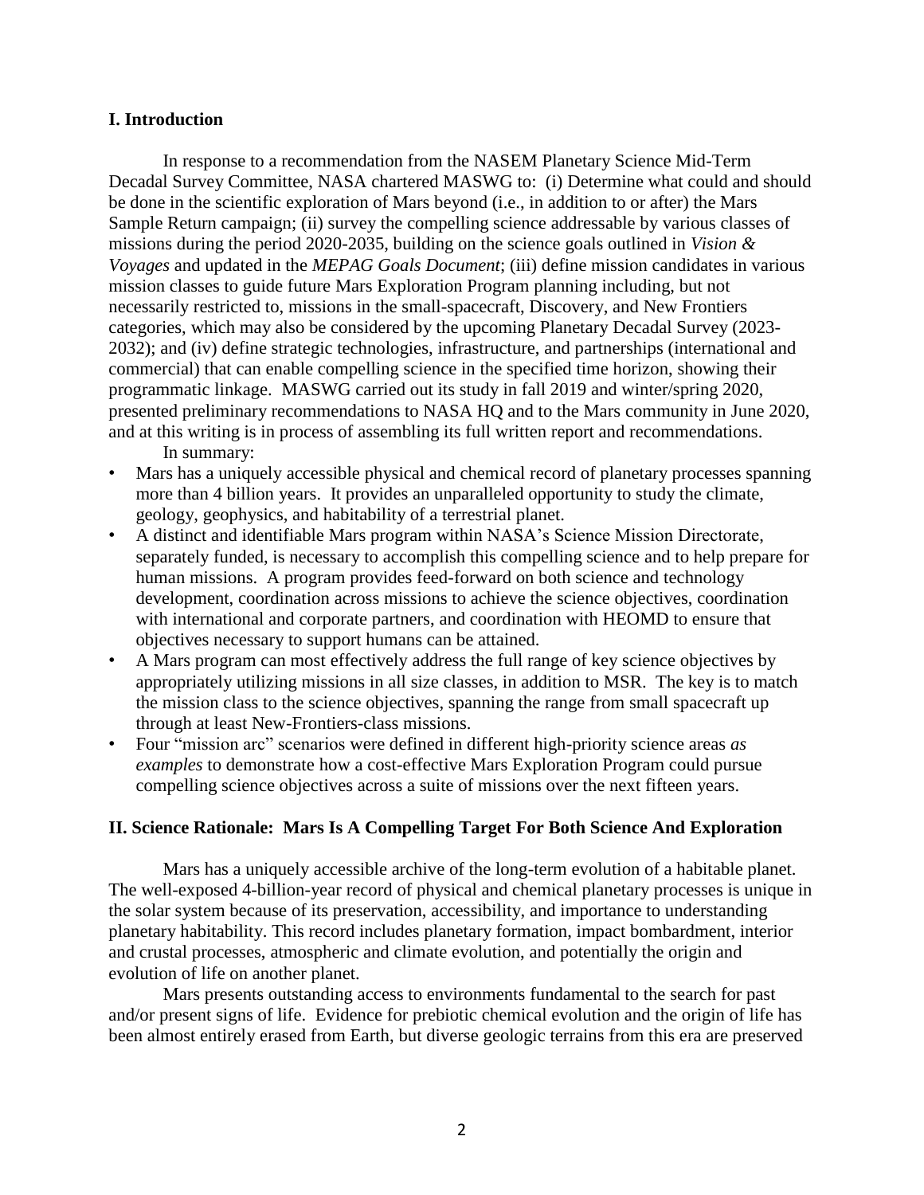## I. Introduction

In response to a recommendation from the NASEM Planetary Science Mid-Term Decadal Survey Committee, NASA chartered MASWG to: (i) Determine what could and should be done in the scientific exploration of Mars beyond (i.e., in addition to or after) the Mars Sample Return campaign; (ii) survey the compelling science addressable by various classes of missions during the period 2020-2035, building on the science goals outlined in *Vision & Voyages* and updated in the *MEPAG Goals Document*; (iii) define mission candidates in various mission classes to guide future Mars Exploration Program planning including, but not necessarily restricted to, missions in the small-spacecraft, Discovery, and New Frontiers categories, which may also be considered by the upcoming Planetary Decadal Survey (2023-2032); and (iv) define strategic technologies, infrastructure, and partnerships (international and commercial) that can enable compelling science in the specified time horizon, showing their programmatic linkage. MASWG carried out its study in fall 2019 and winter/spring 2020, presented preliminary recommendations to NASA HQ and to the Mars community in June 2020, and at this writing is in process of assembling its full written report and recommendations.

In summary:

- Mars has a uniquely accessible physical and chemical record of planetary processes spanning more than 4 billion years. It provides an unparalleled opportunity to study the climate, geology, geophysics, and habitability of a terrestrial planet.
- A distinct and identifiable Mars program within NASA's Science Mission Directorate, separately funded, is necessary to accomplish this compelling science and to help prepare for human missions. A program provides feed-forward on both science and technology development, coordination across missions to achieve the science objectives, coordination with international and corporate partners, and coordination with HEOMD to ensure that objectives necessary to support humans can be attained.
- A Mars program can most effectively address the full range of key science objectives by appropriately utilizing missions in all size classes, in addition to MSR. The key is to match the mission class to the science objectives, spanning the range from small spacecraft up through at least New-Frontiers-class missions.
- Four "mission arc" scenarios were defined in different high-priority science areas *as examples* to demonstrate how a cost-effective Mars Exploration Program could pursue compelling science objectives across a suite of missions over the next fifteen years.

## II. Science Rationale: Mars Is A Compelling Target For Both Science And Exploration

Mars has a uniquely accessible archive of the long-term evolution of a habitable planet. The well-exposed 4-billion-year record of physical and chemical planetary processes is unique in the solar system because of its preservation, accessibility, and importance to understanding planetary habitability. This record includes planetary formation, impact bombardment, interior and crustal processes, atmospheric and climate evolution, and potentially the origin and evolution of life on another planet.

Mars presents outstanding access to environments fundamental to the search for past and/or present signs of life. Evidence for prebiotic chemical evolution and the origin of life has been almost entirely erased from Earth, but diverse geologic terrains from this era are preserved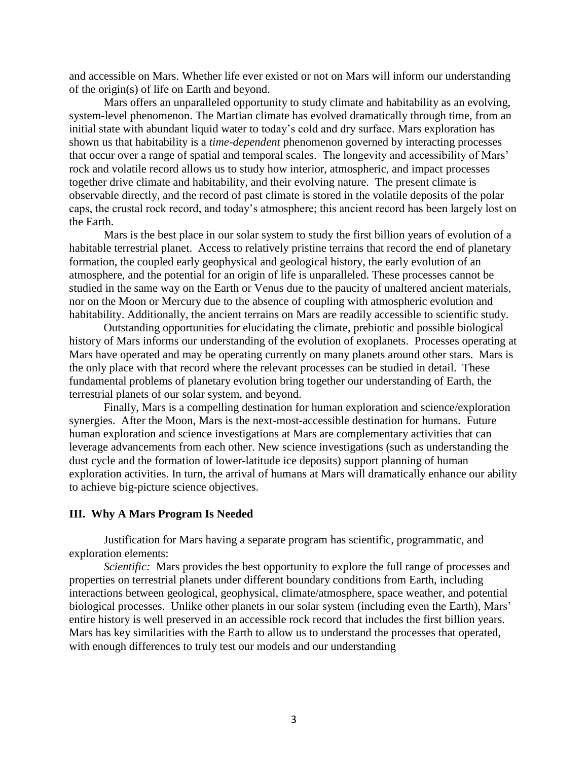and accessible on Mars. Whether life ever existed or not on Mars will inform our understanding of the origin(s) of life on Earth and beyond.

Mars offers an unparalleled opportunity to study climate and habitability as an evolving, system-level phenomenon. The Martian climate has evolved dramatically through time, from an initial state with abundant liquid water to today's cold and dry surface. Mars exploration has shown us that habitability is a *time-dependent* phenomenon governed by interacting processes that occur over a range of spatial and temporal scales. The longevity and accessibility of Mars' rock and volatile record allows us to study how interior, atmospheric, and impact processes together drive climate and habitability, and their evolving nature. The present climate is observable directly, and the record of past climate is stored in the volatile deposits of the polar caps, the crustal rock record, and today's atmosphere; this ancient record has been largely lost on the Earth.

Mars is the best place in our solar system to study the first billion years of evolution of a habitable terrestrial planet. Access to relatively pristine terrains that record the end of planetary formation, the coupled early geophysical and geological history, the early evolution of an atmosphere, and the potential for an origin of life is unparalleled. These processes cannot be studied in the same way on the Earth or Venus due to the paucity of unaltered ancient materials, nor on the Moon or Mercury due to the absence of coupling with atmospheric evolution and habitability. Additionally, the ancient terrains on Mars are readily accessible to scientific study.

Outstanding opportunities for elucidating the climate, prebiotic and possible biological history of Mars informs our understanding of the evolution of exoplanets. Processes operating at Mars have operated and may be operating currently on many planets around other stars. Mars is the only place with that record where the relevant processes can be studied in detail. These fundamental problems of planetary evolution bring together our understanding of Earth, the terrestrial planets of our solar system, and beyond.

Finally, Mars is a compelling destination for human exploration and science/exploration synergies. After the Moon, Mars is the next-most-accessible destination for humans. Future human exploration and science investigations at Mars are complementary activities that can leverage advancements from each other. New science investigations (such as understanding the dust cycle and the formation of lower-latitude ice deposits) support planning of human exploration activities. In turn, the arrival of humans at Mars will dramatically enhance our ability to achieve big-picture science objectives.

## III. Why A Mars Program Is Needed

Justification for Mars having a separate program has scientific, programmatic, and exploration elements:

*Scientific:* Mars provides the best opportunity to explore the full range of processes and properties on terrestrial planets under different boundary conditions from Earth, including interactions between geological, geophysical, climate/atmosphere, space weather, and potential biological processes. Unlike other planets in our solar system (including even the Earth), Mars' entire history is well preserved in an accessible rock record that includes the first billion years. Mars has key similarities with the Earth to allow us to understand the processes that operated, with enough differences to truly test our models and our understanding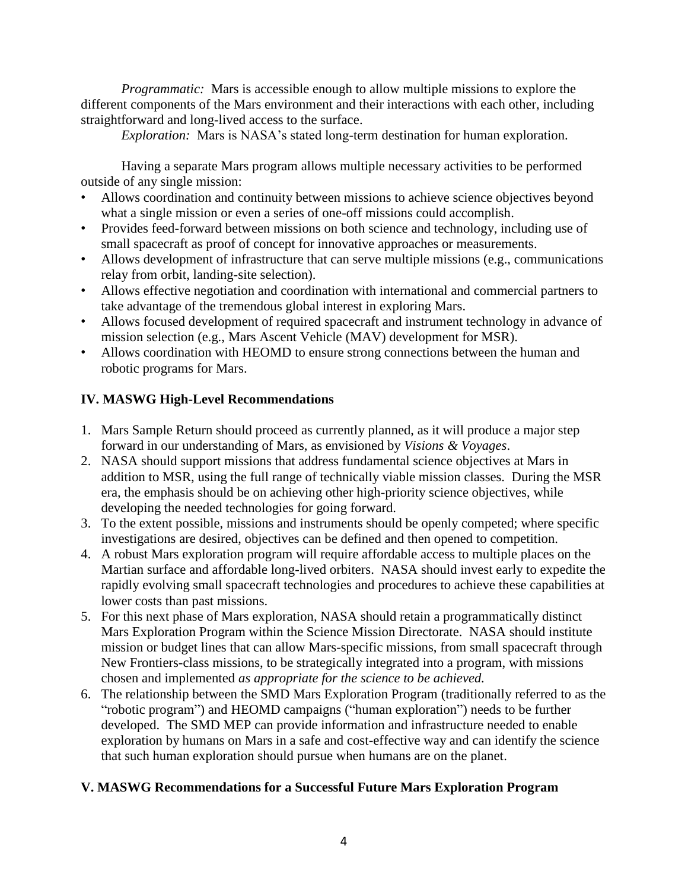*Programmatic:* Mars is accessible enough to allow multiple missions to explore the different components of the Mars environment and their interactions with each other, including straightforward and long-lived access to the surface.

*Exploration:* Mars is NASA's stated long-term destination for human exploration.

Having a separate Mars program allows multiple necessary activities to be performed outside of any single mission:

- Allows coordination and continuity between missions to achieve science objectives beyond what a single mission or even a series of one-off missions could accomplish.
- Provides feed-forward between missions on both science and technology, including use of small spacecraft as proof of concept for innovative approaches or measurements.
- Allows development of infrastructure that can serve multiple missions (e.g., communications relay from orbit, landing-site selection).
- Allows effective negotiation and coordination with international and commercial partners to take advantage of the tremendous global interest in exploring Mars.
- Allows focused development of required spacecraft and instrument technology in advance of mission selection (e.g., Mars Ascent Vehicle (MAV) development for MSR).
- Allows coordination with HEOMD to ensure strong connections between the human and robotic programs for Mars.

## IV. MASWG High-Level Recommendations

1. Mars Sample Return should proceed as currently planned, as it will produce a major step forward in our understanding of Mars, as envisioned by *Visions & Voyages*.
2. NASA should support missions that address fundamental science objectives at Mars in addition to MSR, using the full range of technically viable mission classes. During the MSR era, the emphasis should be on achieving other high-priority science objectives, while developing the needed technologies for going forward.
3. To the extent possible, missions and instruments should be openly competed; where specific investigations are desired, objectives can be defined and then opened to competition.
4. A robust Mars exploration program will require affordable access to multiple places on the Martian surface and affordable long-lived orbiters. NASA should invest early to expedite the rapidly evolving small spacecraft technologies and procedures to achieve these capabilities at lower costs than past missions.
5. For this next phase of Mars exploration, NASA should retain a programmatically distinct Mars Exploration Program within the Science Mission Directorate. NASA should institute mission or budget lines that can allow Mars-specific missions, from small spacecraft through New Frontiers-class missions, to be strategically integrated into a program, with missions chosen and implemented *as appropriate for the science to be achieved.*
6. The relationship between the SMD Mars Exploration Program (traditionally referred to as the "robotic program") and HEOMD campaigns ("human exploration") needs to be further developed. The SMD MEP can provide information and infrastructure needed to enable exploration by humans on Mars in a safe and cost-effective way and can identify the science that such human exploration should pursue when humans are on the planet.

## V. MASWG Recommendations for a Successful Future Mars Exploration Program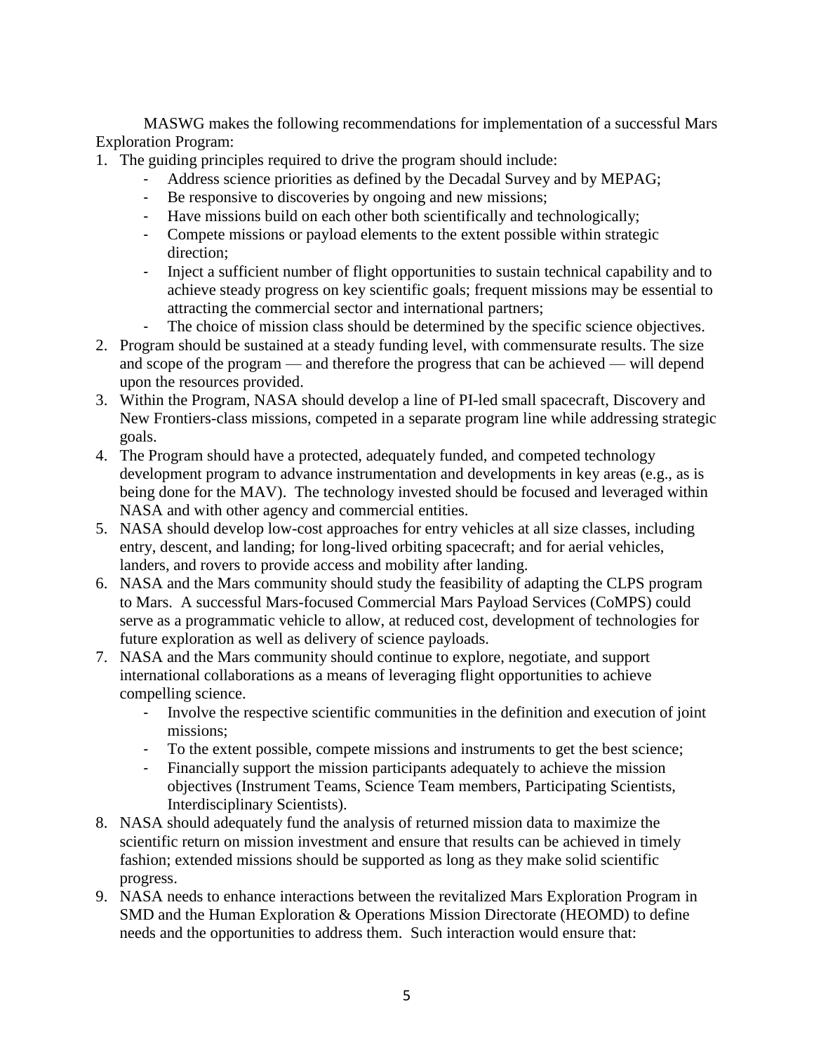MASWG makes the following recommendations for implementation of a successful Mars Exploration Program:

1. The guiding principles required to drive the program should include:
   - Address science priorities as defined by the Decadal Survey and by MEPAG;
   - Be responsive to discoveries by ongoing and new missions;
   - Have missions build on each other both scientifically and technologically;
   - Compete missions or payload elements to the extent possible within strategic direction;
   - Inject a sufficient number of flight opportunities to sustain technical capability and to achieve steady progress on key scientific goals; frequent missions may be essential to attracting the commercial sector and international partners;
   - The choice of mission class should be determined by the specific science objectives.
2. Program should be sustained at a steady funding level, with commensurate results. The size and scope of the program — and therefore the progress that can be achieved — will depend upon the resources provided.
3. Within the Program, NASA should develop a line of PI-led small spacecraft, Discovery and New Frontiers-class missions, competed in a separate program line while addressing strategic goals.
4. The Program should have a protected, adequately funded, and competed technology development program to advance instrumentation and developments in key areas (e.g., as is being done for the MAV). The technology invested should be focused and leveraged within NASA and with other agency and commercial entities.
5. NASA should develop low-cost approaches for entry vehicles at all size classes, including entry, descent, and landing; for long-lived orbiting spacecraft; and for aerial vehicles, landers, and rovers to provide access and mobility after landing.
6. NASA and the Mars community should study the feasibility of adapting the CLPS program to Mars. A successful Mars-focused Commercial Mars Payload Services (CoMPS) could serve as a programmatic vehicle to allow, at reduced cost, development of technologies for future exploration as well as delivery of science payloads.
7. NASA and the Mars community should continue to explore, negotiate, and support international collaborations as a means of leveraging flight opportunities to achieve compelling science.
   - Involve the respective scientific communities in the definition and execution of joint missions;
   - To the extent possible, compete missions and instruments to get the best science;
   - Financially support the mission participants adequately to achieve the mission objectives (Instrument Teams, Science Team members, Participating Scientists, Interdisciplinary Scientists).
8. NASA should adequately fund the analysis of returned mission data to maximize the scientific return on mission investment and ensure that results can be achieved in timely fashion; extended missions should be supported as long as they make solid scientific progress.
9. NASA needs to enhance interactions between the revitalized Mars Exploration Program in SMD and the Human Exploration & Operations Mission Directorate (HEOMD) to define needs and the opportunities to address them. Such interaction would ensure that: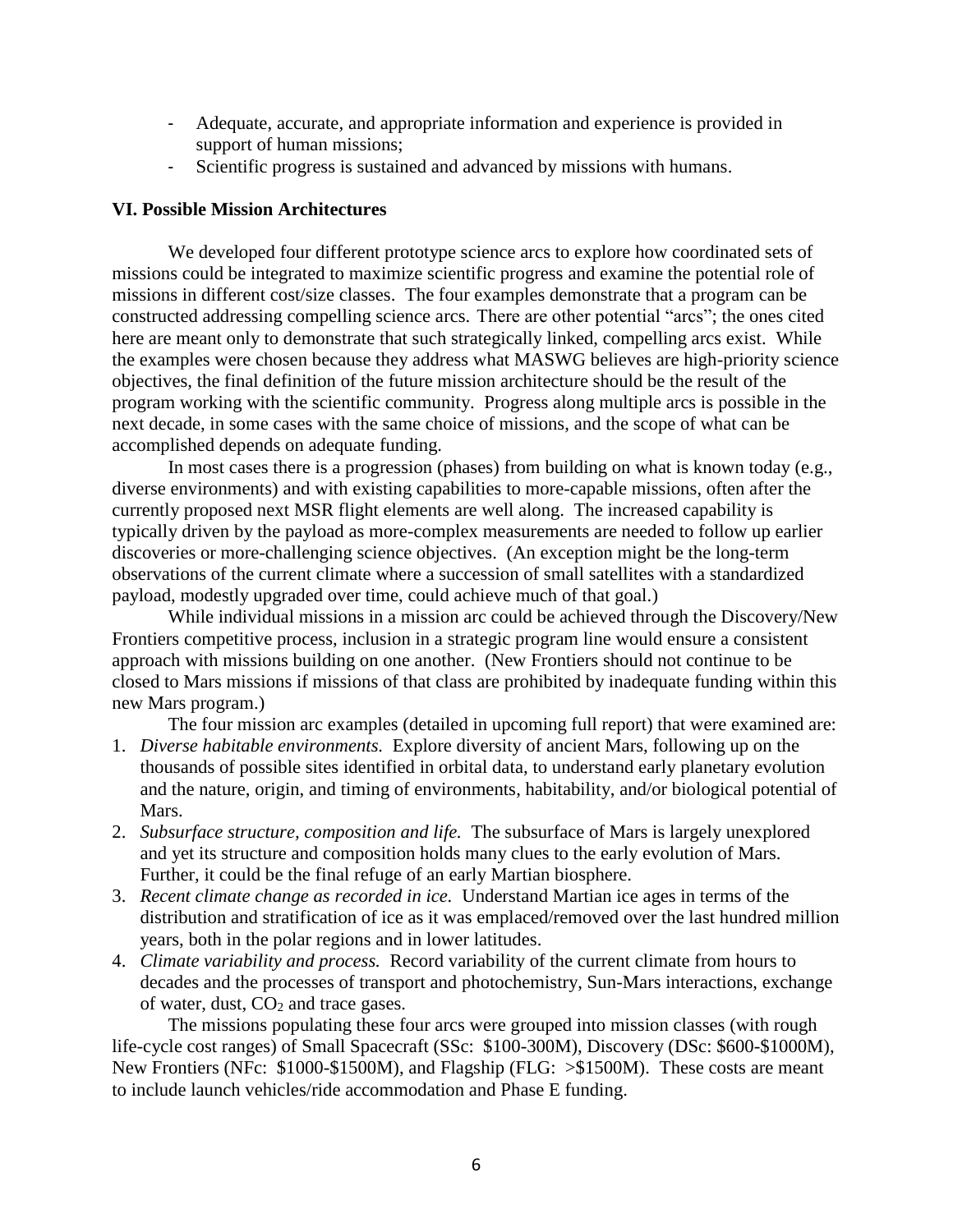- Adequate, accurate, and appropriate information and experience is provided in support of human missions;
- Scientific progress is sustained and advanced by missions with humans.

### VI. Possible Mission Architectures

We developed four different prototype science arcs to explore how coordinated sets of missions could be integrated to maximize scientific progress and examine the potential role of missions in different cost/size classes. The four examples demonstrate that a program can be constructed addressing compelling science arcs. There are other potential "arcs"; the ones cited here are meant only to demonstrate that such strategically linked, compelling arcs exist. While the examples were chosen because they address what MASWG believes are high-priority science objectives, the final definition of the future mission architecture should be the result of the program working with the scientific community. Progress along multiple arcs is possible in the next decade, in some cases with the same choice of missions, and the scope of what can be accomplished depends on adequate funding.

In most cases there is a progression (phases) from building on what is known today (e.g., diverse environments) and with existing capabilities to more-capable missions, often after the currently proposed next MSR flight elements are well along. The increased capability is typically driven by the payload as more-complex measurements are needed to follow up earlier discoveries or more-challenging science objectives. (An exception might be the long-term observations of the current climate where a succession of small satellites with a standardized payload, modestly upgraded over time, could achieve much of that goal.)

While individual missions in a mission arc could be achieved through the Discovery/New Frontiers competitive process, inclusion in a strategic program line would ensure a consistent approach with missions building on one another. (New Frontiers should not continue to be closed to Mars missions if missions of that class are prohibited by inadequate funding within this new Mars program.)

The four mission arc examples (detailed in upcoming full report) that were examined are:

1. *Diverse habitable environments.* Explore diversity of ancient Mars, following up on the thousands of possible sites identified in orbital data, to understand early planetary evolution and the nature, origin, and timing of environments, habitability, and/or biological potential of Mars.
2. *Subsurface structure, composition and life.* The subsurface of Mars is largely unexplored and yet its structure and composition holds many clues to the early evolution of Mars. Further, it could be the final refuge of an early Martian biosphere.
3. *Recent climate change as recorded in ice.* Understand Martian ice ages in terms of the distribution and stratification of ice as it was emplaced/removed over the last hundred million years, both in the polar regions and in lower latitudes.
4. *Climate variability and process.* Record variability of the current climate from hours to decades and the processes of transport and photochemistry, Sun-Mars interactions, exchange of water, dust, $CO_2$ and trace gases.

The missions populating these four arcs were grouped into mission classes (with rough life-cycle cost ranges) of Small Spacecraft (SSc: \$100-300M), Discovery (DSc: \$600-\$1000M), New Frontiers (NFc: \$1000-\$1500M), and Flagship (FLG: >\$1500M). These costs are meant to include launch vehicles/ride accommodation and Phase E funding.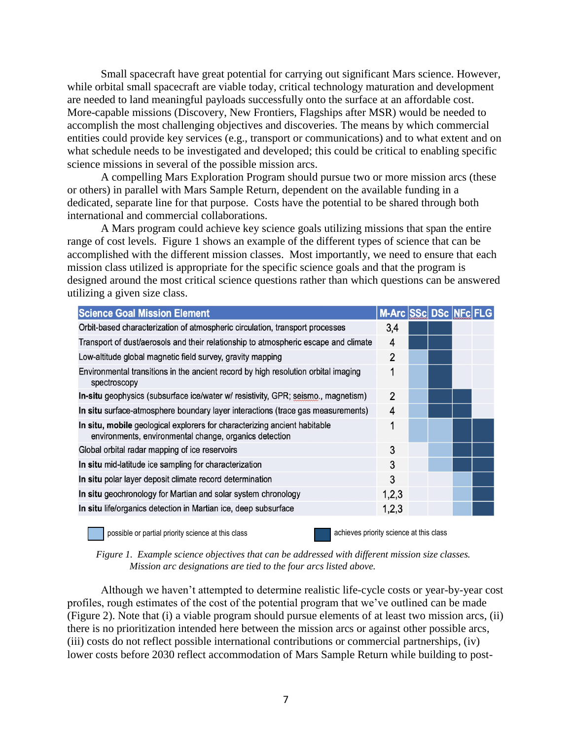Small spacecraft have great potential for carrying out significant Mars science. However, while orbital small spacecraft are viable today, critical technology maturation and development are needed to land meaningful payloads successfully onto the surface at an affordable cost. More-capable missions (Discovery, New Frontiers, Flagships after MSR) would be needed to accomplish the most challenging objectives and discoveries. The means by which commercial entities could provide key services (e.g., transport or communications) and to what extent and on what schedule needs to be investigated and developed; this could be critical to enabling specific science missions in several of the possible mission arcs.

A compelling Mars Exploration Program should pursue two or more mission arcs (these or others) in parallel with Mars Sample Return, dependent on the available funding in a dedicated, separate line for that purpose. Costs have the potential to be shared through both international and commercial collaborations.

A Mars program could achieve key science goals utilizing missions that span the entire range of cost levels. Figure 1 shows an example of the different types of science that can be accomplished with the different mission classes. Most importantly, we need to ensure that each mission class utilized is appropriate for the specific science goals and that the program is designed around the most critical science questions rather than which questions can be answered utilizing a given size class.

| Science Goal Mission Element | M-Arc | SSc | DSc | NFc | FLG |
|---|---|---|---|---|---|
| Orbit-based characterization of atmospheric circulation, transport processes | 3,4 | ■ | ■ | | |
| Transport of dust/aerosols and their relationship to atmospheric escape and climate | 4 | ■ | ■ | | |
| Low-altitude global magnetic field survey, gravity mapping | 2 | ◻ | ■ | | |
| Environmental transitions in the ancient record by high resolution orbital imaging spectroscopy | 1 | ◻ | ■ | | |
| **In-situ** geophysics (subsurface ice/water w/ resistivity, GPR; seismo., magnetism) | 2 | ◻ | ■ | ■ | |
| **In situ** surface-atmosphere boundary layer interactions (trace gas measurements) | 4 | ◻ | ■ | ■ | |
| **In situ, mobile** geological explorers for characterizing ancient habitable environments, environmental change, organics detection | 1 | ◻ | ◻ | ■ | ■ |
| Global orbital radar mapping of ice reservoirs | 3 | | ◻ | ■ | ■ |
| **In situ** mid-latitude ice sampling for characterization | 3 | | ◻ | ■ | ■ |
| **In situ** polar layer deposit climate record determination | 3 | | | ◻ | ■ |
| **In situ** geochronology for Martian and solar system chronology | 1,2,3 | | | ◻ | ■ |
| **In situ** life/organics detection in Martian ice, deep subsurface | 1,2,3 | | | ◻ | ■ |

◻ possible or partial priority science at this class

■ achieves priority science at this class

*Figure 1. Example science objectives that can be addressed with different mission size classes. Mission arc designations are tied to the four arcs listed above.*

Although we haven't attempted to determine realistic life-cycle costs or year-by-year cost profiles, rough estimates of the cost of the potential program that we've outlined can be made (Figure 2). Note that (i) a viable program should pursue elements of at least two mission arcs, (ii) there is no prioritization intended here between the mission arcs or against other possible arcs, (iii) costs do not reflect possible international contributions or commercial partnerships, (iv) lower costs before 2030 reflect accommodation of Mars Sample Return while building to post-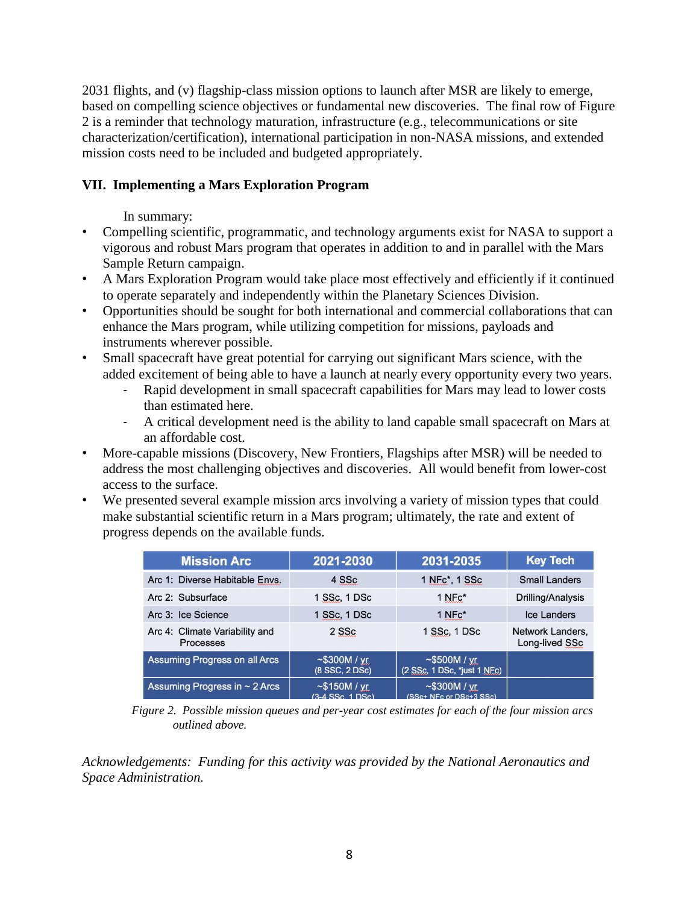2031 flights, and (v) flagship-class mission options to launch after MSR are likely to emerge, based on compelling science objectives or fundamental new discoveries. The final row of Figure 2 is a reminder that technology maturation, infrastructure (e.g., telecommunications or site characterization/certification), international participation in non-NASA missions, and extended mission costs need to be included and budgeted appropriately.

## VII. Implementing a Mars Exploration Program

In summary:

- Compelling scientific, programmatic, and technology arguments exist for NASA to support a vigorous and robust Mars program that operates in addition to and in parallel with the Mars Sample Return campaign.
- A Mars Exploration Program would take place most effectively and efficiently if it continued to operate separately and independently within the Planetary Sciences Division.
- Opportunities should be sought for both international and commercial collaborations that can enhance the Mars program, while utilizing competition for missions, payloads and instruments wherever possible.
- Small spacecraft have great potential for carrying out significant Mars science, with the added excitement of being able to have a launch at nearly every opportunity every two years.
  - Rapid development in small spacecraft capabilities for Mars may lead to lower costs than estimated here.
  - A critical development need is the ability to land capable small spacecraft on Mars at an affordable cost.
- More-capable missions (Discovery, New Frontiers, Flagships after MSR) will be needed to address the most challenging objectives and discoveries. All would benefit from lower-cost access to the surface.
- We presented several example mission arcs involving a variety of mission types that could make substantial scientific return in a Mars program; ultimately, the rate and extent of progress depends on the available funds.

| Mission Arc | 2021-2030 | 2031-2035 | Key Tech |
|---|---|---|---|
| Arc 1: Diverse Habitable Envs. | 4 SSc | 1 NFc*, 1 SSc | Small Landers |
| Arc 2: Subsurface | 1 SSc, 1 DSc | 1 NFc* | Drilling/Analysis |
| Arc 3: Ice Science | 1 SSc, 1 DSc | 1 NFc* | Ice Landers |
| Arc 4: Climate Variability and Processes | 2 SSc | 1 SSc, 1 DSc | Network Landers, Long-lived SSc |
| Assuming Progress on all Arcs | ~$300M / yr (8 SSC, 2 DSc) | ~$500M / yr (2 SSc, 1 DSc, *just 1 NFc) | |
| Assuming Progress in ~ 2 Arcs | ~$150M / yr (3-4 SSc, 1 DSc) | ~$300M / yr (SSc+ NFc or DSc+3 SSc) | |

*Figure 2. Possible mission queues and per-year cost estimates for each of the four mission arcs outlined above.*

*Acknowledgements: Funding for this activity was provided by the National Aeronautics and Space Administration.*